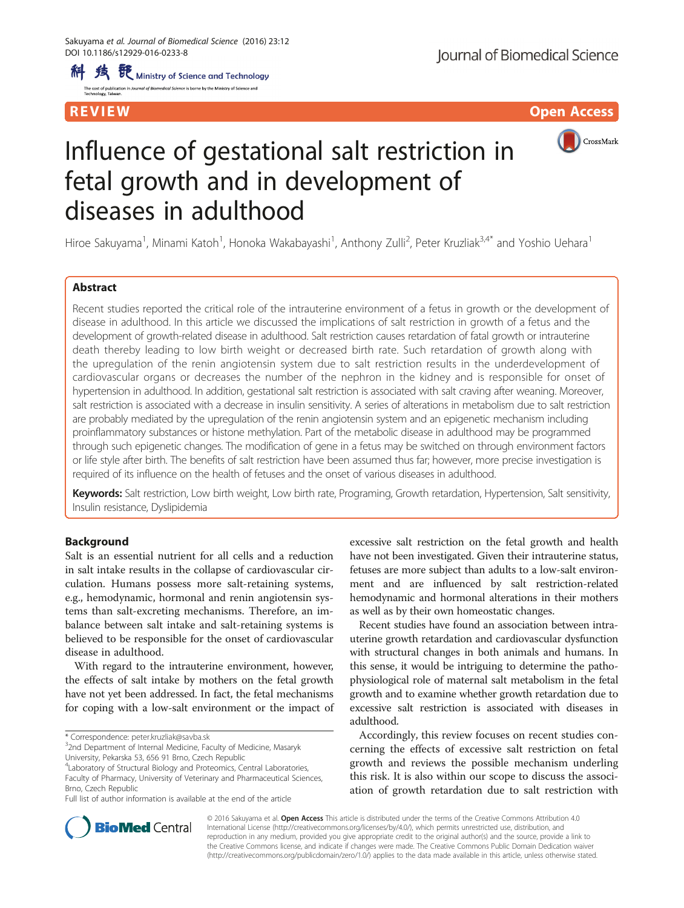REVIEW Open Access

# Influence of gestational salt restriction in fetal growth and in development of diseases in adulthood

Hiroe Sakuyama[1], Minami Katoh[1], Honoka Wakabayashi[1], Anthony Zulli[2], Peter Kruzliak[3,4*] and Yoshio Uehara[1]

## Abstract

Recent studies reported the critical role of the intrauterine environment of a fetus in growth or the development of disease in adulthood. In this article we discussed the implications of salt restriction in growth of a fetus and the development of growth-related disease in adulthood. Salt restriction causes retardation of fatal growth or intrauterine death thereby leading to low birth weight or decreased birth rate. Such retardation of growth along with the upregulation of the renin angiotensin system due to salt restriction results in the underdevelopment of cardiovascular organs or decreases the number of the nephron in the kidney and is responsible for onset of hypertension in adulthood. In addition, gestational salt restriction is associated with salt craving after weaning. Moreover, salt restriction is associated with a decrease in insulin sensitivity. A series of alterations in metabolism due to salt restriction are probably mediated by the upregulation of the renin angiotensin system and an epigenetic mechanism including proinflammatory substances or histone methylation. Part of the metabolic disease in adulthood may be programmed through such epigenetic changes. The modification of gene in a fetus may be switched on through environment factors or life style after birth. The benefits of salt restriction have been assumed thus far; however, more precise investigation is required of its influence on the health of fetuses and the onset of various diseases in adulthood.

**Keywords:** Salt restriction, Low birth weight, Low birth rate, Programing, Growth retardation, Hypertension, Salt sensitivity, Insulin resistance, Dyslipidemia

## Background

Salt is an essential nutrient for all cells and a reduction in salt intake results in the collapse of cardiovascular circulation. Humans possess more salt-retaining systems, e.g., hemodynamic, hormonal and renin angiotensin systems than salt-excreting mechanisms. Therefore, an imbalance between salt intake and salt-retaining systems is believed to be responsible for the onset of cardiovascular disease in adulthood.

With regard to the intrauterine environment, however, the effects of salt intake by mothers on the fetal growth have not yet been addressed. In fact, the fetal mechanisms for coping with a low-salt environment or the impact of excessive salt restriction on the fetal growth and health have not been investigated. Given their intrauterine status, fetuses are more subject than adults to a low-salt environment and are influenced by salt restriction-related hemodynamic and hormonal alterations in their mothers as well as by their own homeostatic changes.

Recent studies have found an association between intrauterine growth retardation and cardiovascular dysfunction with structural changes in both animals and humans. In this sense, it would be intriguing to determine the pathophysiological role of maternal salt metabolism in the fetal growth and to examine whether growth retardation due to excessive salt restriction is associated with diseases in adulthood.

Accordingly, this review focuses on recent studies concerning the effects of excessive salt restriction on fetal growth and reviews the possible mechanism underling this risk. It is also within our scope to discuss the association of growth retardation due to salt restriction with

\* Correspondence: peter.kruzliak@savba.sk
[3]2nd Department of Internal Medicine, Faculty of Medicine, Masaryk University, Pekarska 53, 656 91 Brno, Czech Republic
[4]Laboratory of Structural Biology and Proteomics, Central Laboratories, Faculty of Pharmacy, University of Veterinary and Pharmaceutical Sciences, Brno, Czech Republic
Full list of author information is available at the end of the article

© 2016 Sakuyama et al. **Open Access** This article is distributed under the terms of the Creative Commons Attribution 4.0 International License (http://creativecommons.org/licenses/by/4.0/), which permits unrestricted use, distribution, and reproduction in any medium, provided you give appropriate credit to the original author(s) and the source, provide a link to the Creative Commons license, and indicate if changes were made. The Creative Commons Public Domain Dedication waiver (http://creativecommons.org/publicdomain/zero/1.0/) applies to the data made available in this article, unless otherwise stated.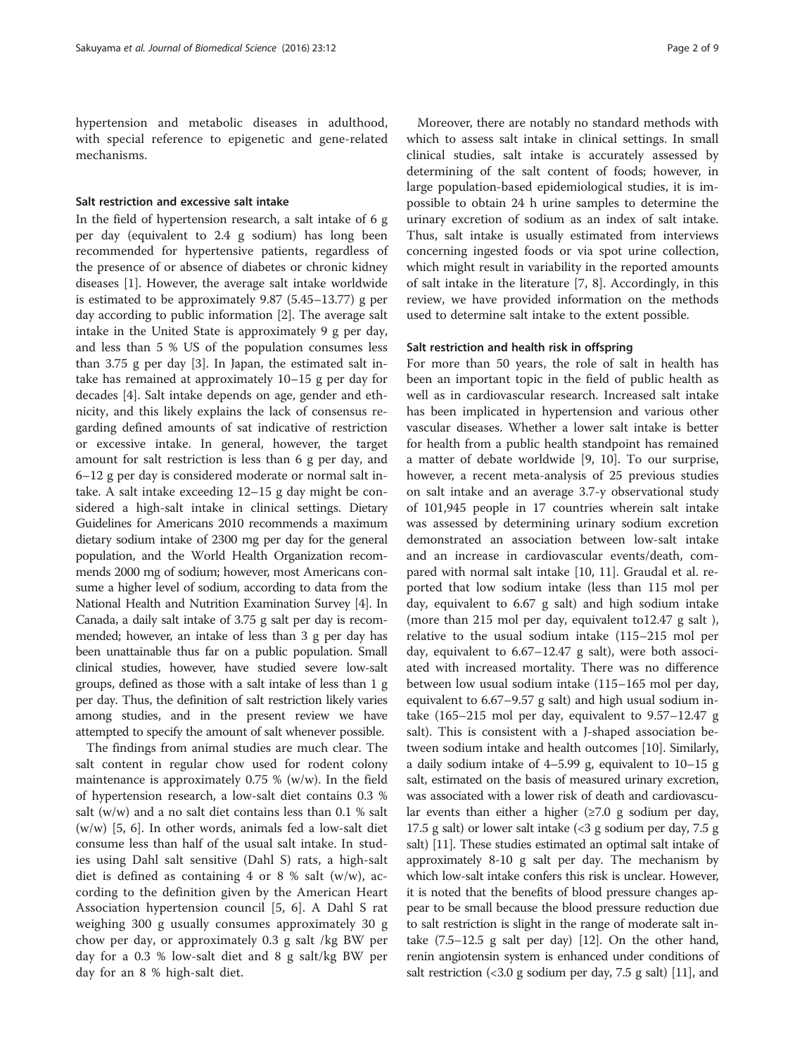hypertension and metabolic diseases in adulthood, with special reference to epigenetic and gene-related mechanisms.

### Salt restriction and excessive salt intake

In the field of hypertension research, a salt intake of 6 g per day (equivalent to 2.4 g sodium) has long been recommended for hypertensive patients, regardless of the presence of or absence of diabetes or chronic kidney diseases [1]. However, the average salt intake worldwide is estimated to be approximately 9.87 (5.45–13.77) g per day according to public information [2]. The average salt intake in the United State is approximately 9 g per day, and less than 5 % US of the population consumes less than 3.75 g per day [3]. In Japan, the estimated salt intake has remained at approximately 10–15 g per day for decades [4]. Salt intake depends on age, gender and ethnicity, and this likely explains the lack of consensus regarding defined amounts of sat indicative of restriction or excessive intake. In general, however, the target amount for salt restriction is less than 6 g per day, and 6–12 g per day is considered moderate or normal salt intake. A salt intake exceeding 12–15 g day might be considered a high-salt intake in clinical settings. Dietary Guidelines for Americans 2010 recommends a maximum dietary sodium intake of 2300 mg per day for the general population, and the World Health Organization recommends 2000 mg of sodium; however, most Americans consume a higher level of sodium, according to data from the National Health and Nutrition Examination Survey [4]. In Canada, a daily salt intake of 3.75 g salt per day is recommended; however, an intake of less than 3 g per day has been unattainable thus far on a public population. Small clinical studies, however, have studied severe low-salt groups, defined as those with a salt intake of less than 1 g per day. Thus, the definition of salt restriction likely varies among studies, and in the present review we have attempted to specify the amount of salt whenever possible.

The findings from animal studies are much clear. The salt content in regular chow used for rodent colony maintenance is approximately 0.75 % (w/w). In the field of hypertension research, a low-salt diet contains 0.3 % salt (w/w) and a no salt diet contains less than 0.1 % salt (w/w) [5, 6]. In other words, animals fed a low-salt diet consume less than half of the usual salt intake. In studies using Dahl salt sensitive (Dahl S) rats, a high-salt diet is defined as containing 4 or 8 % salt (w/w), according to the definition given by the American Heart Association hypertension council [5, 6]. A Dahl S rat weighing 300 g usually consumes approximately 30 g chow per day, or approximately 0.3 g salt /kg BW per day for a 0.3 % low-salt diet and 8 g salt/kg BW per day for an 8 % high-salt diet.

Moreover, there are notably no standard methods with which to assess salt intake in clinical settings. In small clinical studies, salt intake is accurately assessed by determining of the salt content of foods; however, in large population-based epidemiological studies, it is impossible to obtain 24 h urine samples to determine the urinary excretion of sodium as an index of salt intake. Thus, salt intake is usually estimated from interviews concerning ingested foods or via spot urine collection, which might result in variability in the reported amounts of salt intake in the literature [7, 8]. Accordingly, in this review, we have provided information on the methods used to determine salt intake to the extent possible.

### Salt restriction and health risk in offspring

For more than 50 years, the role of salt in health has been an important topic in the field of public health as well as in cardiovascular research. Increased salt intake has been implicated in hypertension and various other vascular diseases. Whether a lower salt intake is better for health from a public health standpoint has remained a matter of debate worldwide [9, 10]. To our surprise, however, a recent meta-analysis of 25 previous studies on salt intake and an average 3.7-y observational study of 101,945 people in 17 countries wherein salt intake was assessed by determining urinary sodium excretion demonstrated an association between low-salt intake and an increase in cardiovascular events/death, compared with normal salt intake [10, 11]. Graudal et al. reported that low sodium intake (less than 115 mol per day, equivalent to 6.67 g salt) and high sodium intake (more than 215 mol per day, equivalent to12.47 g salt ), relative to the usual sodium intake (115–215 mol per day, equivalent to 6.67–12.47 g salt), were both associated with increased mortality. There was no difference between low usual sodium intake (115–165 mol per day, equivalent to 6.67–9.57 g salt) and high usual sodium intake (165–215 mol per day, equivalent to 9.57–12.47 g salt). This is consistent with a J-shaped association between sodium intake and health outcomes [10]. Similarly, a daily sodium intake of 4–5.99 g, equivalent to 10–15 g salt, estimated on the basis of measured urinary excretion, was associated with a lower risk of death and cardiovascular events than either a higher (≥7.0 g sodium per day, 17.5 g salt) or lower salt intake (<3 g sodium per day, 7.5 g salt) [11]. These studies estimated an optimal salt intake of approximately 8-10 g salt per day. The mechanism by which low-salt intake confers this risk is unclear. However, it is noted that the benefits of blood pressure changes appear to be small because the blood pressure reduction due to salt restriction is slight in the range of moderate salt intake (7.5–12.5 g salt per day) [12]. On the other hand, renin angiotensin system is enhanced under conditions of salt restriction (<3.0 g sodium per day, 7.5 g salt) [11], and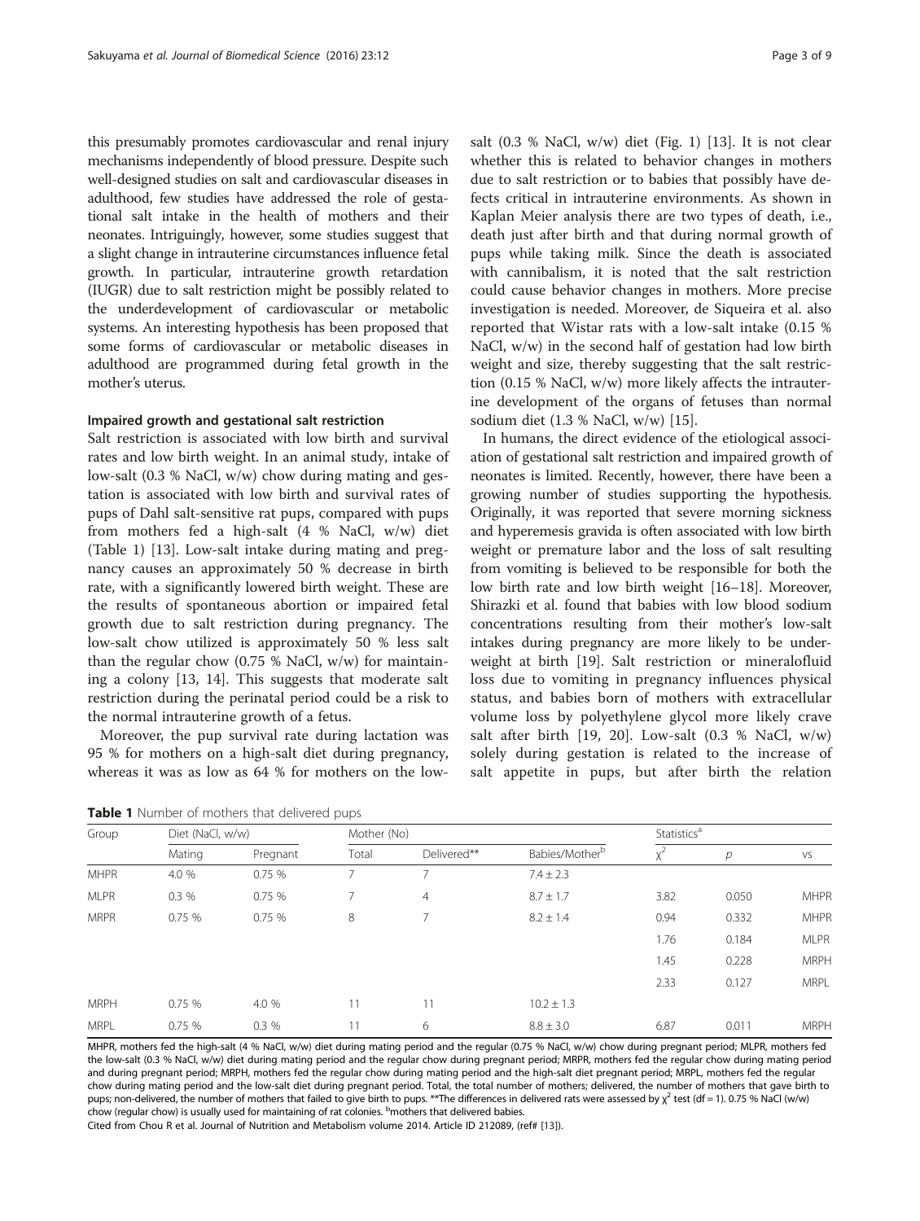this presumably promotes cardiovascular and renal injury mechanisms independently of blood pressure. Despite such well-designed studies on salt and cardiovascular diseases in adulthood, few studies have addressed the role of gestational salt intake in the health of mothers and their neonates. Intriguingly, however, some studies suggest that a slight change in intrauterine circumstances influence fetal growth. In particular, intrauterine growth retardation (IUGR) due to salt restriction might be possibly related to the underdevelopment of cardiovascular or metabolic systems. An interesting hypothesis has been proposed that some forms of cardiovascular or metabolic diseases in adulthood are programmed during fetal growth in the mother's uterus.

### Impaired growth and gestational salt restriction

Salt restriction is associated with low birth and survival rates and low birth weight. In an animal study, intake of low-salt (0.3 % NaCl, w/w) chow during mating and gestation is associated with low birth and survival rates of pups of Dahl salt-sensitive rat pups, compared with pups from mothers fed a high-salt (4 % NaCl, w/w) diet (Table 1) [13]. Low-salt intake during mating and pregnancy causes an approximately 50 % decrease in birth rate, with a significantly lowered birth weight. These are the results of spontaneous abortion or impaired fetal growth due to salt restriction during pregnancy. The low-salt chow utilized is approximately 50 % less salt than the regular chow (0.75 % NaCl, w/w) for maintaining a colony [13, 14]. This suggests that moderate salt restriction during the perinatal period could be a risk to the normal intrauterine growth of a fetus.

Moreover, the pup survival rate during lactation was 95 % for mothers on a high-salt diet during pregnancy, whereas it was as low as 64 % for mothers on the low-salt (0.3 % NaCl, w/w) diet (Fig. 1) [13]. It is not clear whether this is related to behavior changes in mothers due to salt restriction or to babies that possibly have defects critical in intrauterine environments. As shown in Kaplan Meier analysis there are two types of death, i.e., death just after birth and that during normal growth of pups while taking milk. Since the death is associated with cannibalism, it is noted that the salt restriction could cause behavior changes in mothers. More precise investigation is needed. Moreover, de Siqueira et al. also reported that Wistar rats with a low-salt intake (0.15 % NaCl, w/w) in the second half of gestation had low birth weight and size, thereby suggesting that the salt restriction (0.15 % NaCl, w/w) more likely affects the intrauterine development of the organs of fetuses than normal sodium diet (1.3 % NaCl, w/w) [15].

In humans, the direct evidence of the etiological association of gestational salt restriction and impaired growth of neonates is limited. Recently, however, there have been a growing number of studies supporting the hypothesis. Originally, it was reported that severe morning sickness and hyperemesis gravida is often associated with low birth weight or premature labor and the loss of salt resulting from vomiting is believed to be responsible for both the low birth rate and low birth weight [16–18]. Moreover, Shirazki et al. found that babies with low blood sodium concentrations resulting from their mother's low-salt intakes during pregnancy are more likely to be underweight at birth [19]. Salt restriction or mineralofluid loss due to vomiting in pregnancy influences physical status, and babies born of mothers with extracellular volume loss by polyethylene glycol more likely crave salt after birth [19, 20]. Low-salt (0.3 % NaCl, w/w) solely during gestation is related to the increase of salt appetite in pups, but after birth the relation

**Table 1** Number of mothers that delivered pups

| Group | Diet (NaCl, w/w) | | Mother (No) | | | Statistics[a] | | |
|---|---|---|---|---|---|---|---|---|
| | Mating | Pregnant | Total | Delivered** | Babies/Mother[b] | $\chi^2$ | $p$ | VS |
| MHPR | 4.0 % | 0.75 % | 7 | 7 | 7.4 ± 2.3 | | | |
| MLPR | 0.3 % | 0.75 % | 7 | 4 | 8.7 ± 1.7 | 3.82 | 0.050 | MHPR |
| MRPR | 0.75 % | 0.75 % | 8 | 7 | 8.2 ± 1.4 | 0.94 | 0.332 | MHPR |
| | | | | | | 1.76 | 0.184 | MLPR |
| | | | | | | 1.45 | 0.228 | MRPH |
| | | | | | | 2.33 | 0.127 | MRPL |
| MRPH | 0.75 % | 4.0 % | 11 | 11 | 10.2 ± 1.3 | | | |
| MRPL | 0.75 % | 0.3 % | 11 | 6 | 8.8 ± 3.0 | 6.87 | 0.011 | MRPH |

MHPR, mothers fed the high-salt (4 % NaCl, w/w) diet during mating period and the regular (0.75 % NaCl, w/w) chow during pregnant period; MLPR, mothers fed the low-salt (0.3 % NaCl, w/w) diet during mating period and the regular chow during pregnant period; MRPR, mothers fed the regular chow during mating period and during pregnant period; MRPH, mothers fed the regular chow during mating period and the high-salt diet pregnant period; MRPL, mothers fed the regular chow during mating period and the low-salt diet during pregnant period. Total, the total number of mothers; delivered, the number of mothers that gave birth to pups; non-delivered, the number of mothers that failed to give birth to pups. **The differences in delivered rats were assessed by $\chi^2$ test (df = 1). 0.75 % NaCl (w/w) chow (regular chow) is usually used for maintaining of rat colonies. [b]mothers that delivered babies.

Cited from Chou R et al. Journal of Nutrition and Metabolism volume 2014. Article ID 212089, (ref# [13]).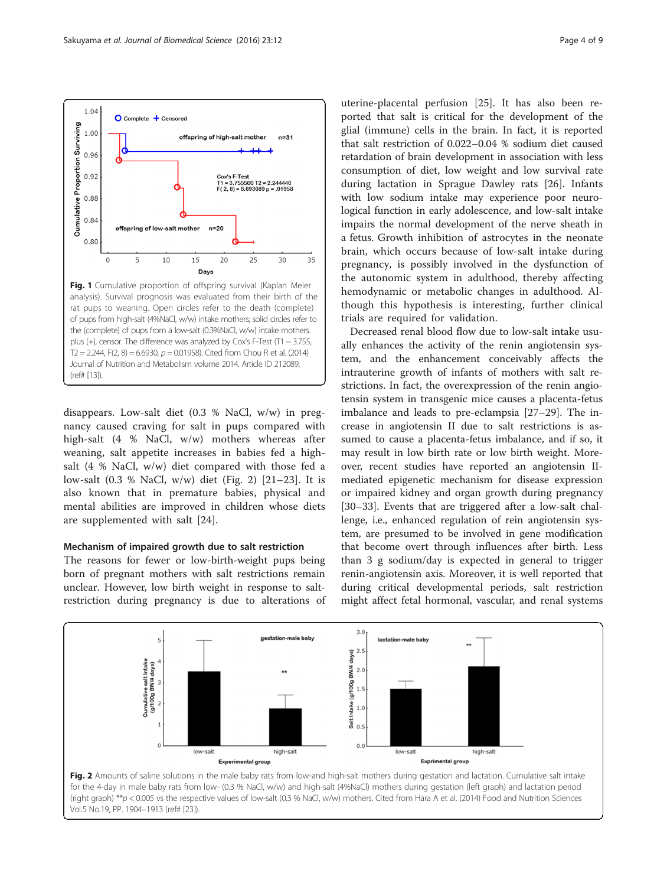**Fig. 1** Cumulative proportion of offspring survival (Kaplan Meier analysis). Survival prognosis was evaluated from their birth of the rat pups to weaning. Open circles refer to the death (complete) of pups from high-salt (4%NaCl, w/w) intake mothers; solid circles refer to the (complete) of pups from a low-salt (0.3%NaCl, w/w) intake mothers. plus (+), censor. The difference was analyzed by Cox's F-Test (T1 = 3.755, T2 = 2.244, F(2, 8) = 6.6930, $p = 0.01958$). Cited from Chou R et al. (2014) Journal of Nutrition and Metabolism volume 2014. Article ID 212089, (ref# [13]).

disappears. Low-salt diet (0.3 % NaCl, w/w) in pregnancy caused craving for salt in pups compared with high-salt (4 % NaCl, w/w) mothers whereas after weaning, salt appetite increases in babies fed a high-salt (4 % NaCl, w/w) diet compared with those fed a low-salt (0.3 % NaCl, w/w) diet (Fig. 2) [21–23]. It is also known that in premature babies, physical and mental abilities are improved in children whose diets are supplemented with salt [24].

### Mechanism of impaired growth due to salt restriction

The reasons for fewer or low-birth-weight pups being born of pregnant mothers with salt restrictions remain unclear. However, low birth weight in response to salt-restriction during pregnancy is due to alterations of uterine-placental perfusion [25]. It has also been reported that salt is critical for the development of the glial (immune) cells in the brain. In fact, it is reported that salt restriction of 0.022–0.04 % sodium diet caused retardation of brain development in association with less consumption of diet, low weight and low survival rate during lactation in Sprague Dawley rats [26]. Infants with low sodium intake may experience poor neurological function in early adolescence, and low-salt intake impairs the normal development of the nerve sheath in a fetus. Growth inhibition of astrocytes in the neonate brain, which occurs because of low-salt intake during pregnancy, is possibly involved in the dysfunction of the autonomic system in adulthood, thereby affecting hemodynamic or metabolic changes in adulthood. Although this hypothesis is interesting, further clinical trials are required for validation.

Decreased renal blood flow due to low-salt intake usually enhances the activity of the renin angiotensin system, and the enhancement conceivably affects the intrauterine growth of infants of mothers with salt restrictions. In fact, the overexpression of the renin angiotensin system in transgenic mice causes a placenta-fetus imbalance and leads to pre-eclampsia [27–29]. The increase in angiotensin II due to salt restrictions is assumed to cause a placenta-fetus imbalance, and if so, it may result in low birth rate or low birth weight. Moreover, recent studies have reported an angiotensin II-mediated epigenetic mechanism for disease expression or impaired kidney and organ growth during pregnancy [30–33]. Events that are triggered after a low-salt challenge, i.e., enhanced regulation of rein angiotensin system, are presumed to be involved in gene modification that become overt through influences after birth. Less than 3 g sodium/day is expected in general to trigger renin-angiotensin axis. Moreover, it is well reported that during critical developmental periods, salt restriction might affect fetal hormonal, vascular, and renal systems

**Fig. 2** Amounts of saline solutions in the male baby rats from low-and high-salt mothers during gestation and lactation. Cumulative salt intake for the 4-day in male baby rats from low- (0.3 % NaCl, w/w) and high-salt (4%NaCl) mothers during gestation (left graph) and lactation period (right graph) **$p < 0.005$ vs the respective values of low-salt (0.3 % NaCl, w/w) mothers. Cited from Hara A et al. (2014) Food and Nutrition Sciences Vol.5 No.19, PP. 1904–1913 (ref# [23]).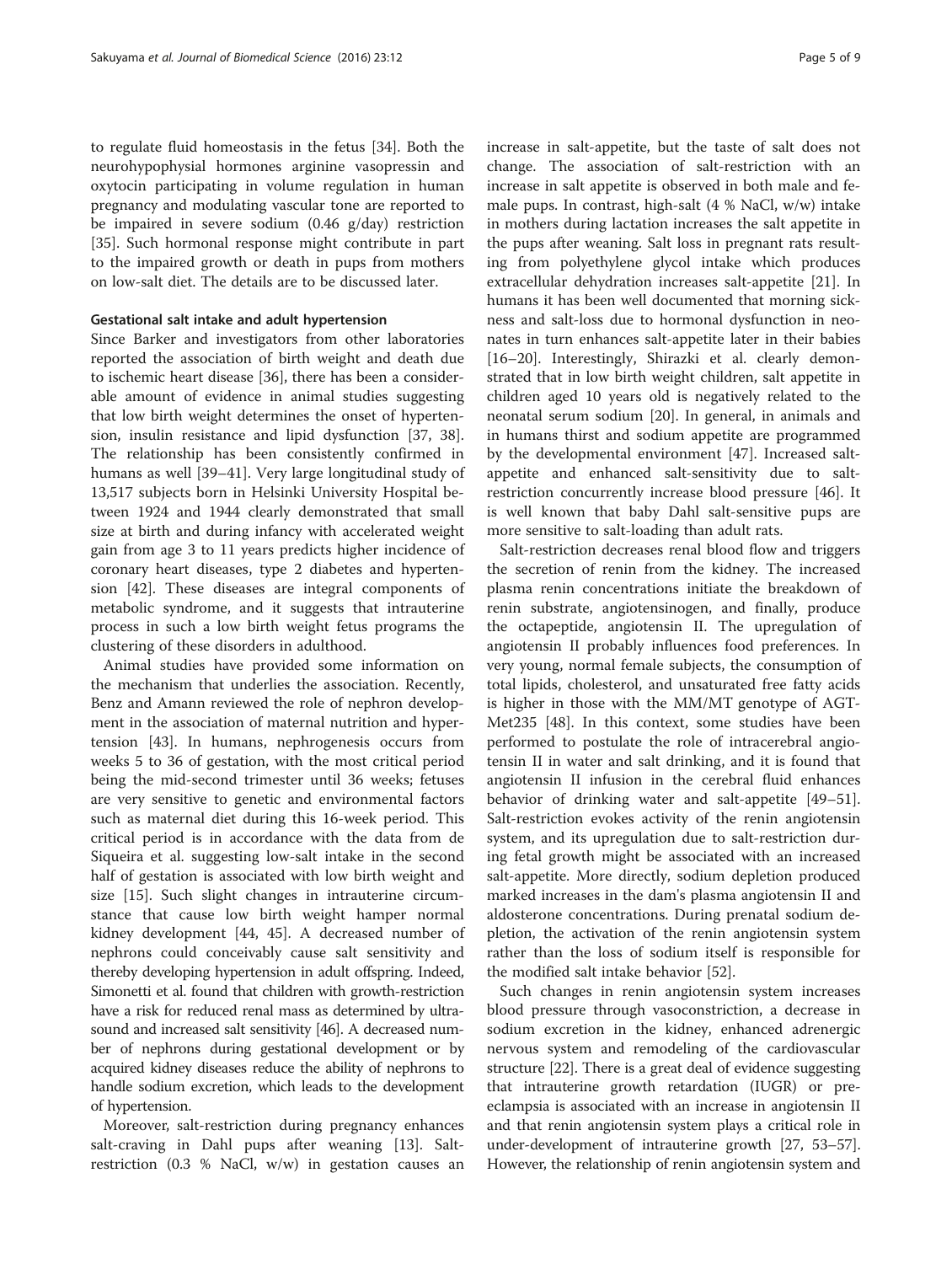to regulate fluid homeostasis in the fetus [34]. Both the neurohypophysial hormones arginine vasopressin and oxytocin participating in volume regulation in human pregnancy and modulating vascular tone are reported to be impaired in severe sodium (0.46 g/day) restriction [35]. Such hormonal response might contribute in part to the impaired growth or death in pups from mothers on low-salt diet. The details are to be discussed later.

#### Gestational salt intake and adult hypertension

Since Barker and investigators from other laboratories reported the association of birth weight and death due to ischemic heart disease [36], there has been a considerable amount of evidence in animal studies suggesting that low birth weight determines the onset of hypertension, insulin resistance and lipid dysfunction [37, 38]. The relationship has been consistently confirmed in humans as well [39–41]. Very large longitudinal study of 13,517 subjects born in Helsinki University Hospital between 1924 and 1944 clearly demonstrated that small size at birth and during infancy with accelerated weight gain from age 3 to 11 years predicts higher incidence of coronary heart diseases, type 2 diabetes and hypertension [42]. These diseases are integral components of metabolic syndrome, and it suggests that intrauterine process in such a low birth weight fetus programs the clustering of these disorders in adulthood.

Animal studies have provided some information on the mechanism that underlies the association. Recently, Benz and Amann reviewed the role of nephron development in the association of maternal nutrition and hypertension [43]. In humans, nephrogenesis occurs from weeks 5 to 36 of gestation, with the most critical period being the mid-second trimester until 36 weeks; fetuses are very sensitive to genetic and environmental factors such as maternal diet during this 16-week period. This critical period is in accordance with the data from de Siqueira et al. suggesting low-salt intake in the second half of gestation is associated with low birth weight and size [15]. Such slight changes in intrauterine circumstance that cause low birth weight hamper normal kidney development [44, 45]. A decreased number of nephrons could conceivably cause salt sensitivity and thereby developing hypertension in adult offspring. Indeed, Simonetti et al. found that children with growth-restriction have a risk for reduced renal mass as determined by ultrasound and increased salt sensitivity [46]. A decreased number of nephrons during gestational development or by acquired kidney diseases reduce the ability of nephrons to handle sodium excretion, which leads to the development of hypertension.

Moreover, salt-restriction during pregnancy enhances salt-craving in Dahl pups after weaning [13]. Salt-restriction (0.3 % NaCl, w/w) in gestation causes an increase in salt-appetite, but the taste of salt does not change. The association of salt-restriction with an increase in salt appetite is observed in both male and female pups. In contrast, high-salt (4 % NaCl, w/w) intake in mothers during lactation increases the salt appetite in the pups after weaning. Salt loss in pregnant rats resulting from polyethylene glycol intake which produces extracellular dehydration increases salt-appetite [21]. In humans it has been well documented that morning sickness and salt-loss due to hormonal dysfunction in neonates in turn enhances salt-appetite later in their babies [16–20]. Interestingly, Shirazki et al. clearly demonstrated that in low birth weight children, salt appetite in children aged 10 years old is negatively related to the neonatal serum sodium [20]. In general, in animals and in humans thirst and sodium appetite are programmed by the developmental environment [47]. Increased salt-appetite and enhanced salt-sensitivity due to salt-restriction concurrently increase blood pressure [46]. It is well known that baby Dahl salt-sensitive pups are more sensitive to salt-loading than adult rats.

Salt-restriction decreases renal blood flow and triggers the secretion of renin from the kidney. The increased plasma renin concentrations initiate the breakdown of renin substrate, angiotensinogen, and finally, produce the octapeptide, angiotensin II. The upregulation of angiotensin II probably influences food preferences. In very young, normal female subjects, the consumption of total lipids, cholesterol, and unsaturated free fatty acids is higher in those with the MM/MT genotype of AGT-Met235 [48]. In this context, some studies have been performed to postulate the role of intracerebral angiotensin II in water and salt drinking, and it is found that angiotensin II infusion in the cerebral fluid enhances behavior of drinking water and salt-appetite [49–51]. Salt-restriction evokes activity of the renin angiotensin system, and its upregulation due to salt-restriction during fetal growth might be associated with an increased salt-appetite. More directly, sodium depletion produced marked increases in the dam's plasma angiotensin II and aldosterone concentrations. During prenatal sodium depletion, the activation of the renin angiotensin system rather than the loss of sodium itself is responsible for the modified salt intake behavior [52].

Such changes in renin angiotensin system increases blood pressure through vasoconstriction, a decrease in sodium excretion in the kidney, enhanced adrenergic nervous system and remodeling of the cardiovascular structure [22]. There is a great deal of evidence suggesting that intrauterine growth retardation (IUGR) or preeclampsia is associated with an increase in angiotensin II and that renin angiotensin system plays a critical role in under-development of intrauterine growth [27, 53–57]. However, the relationship of renin angiotensin system and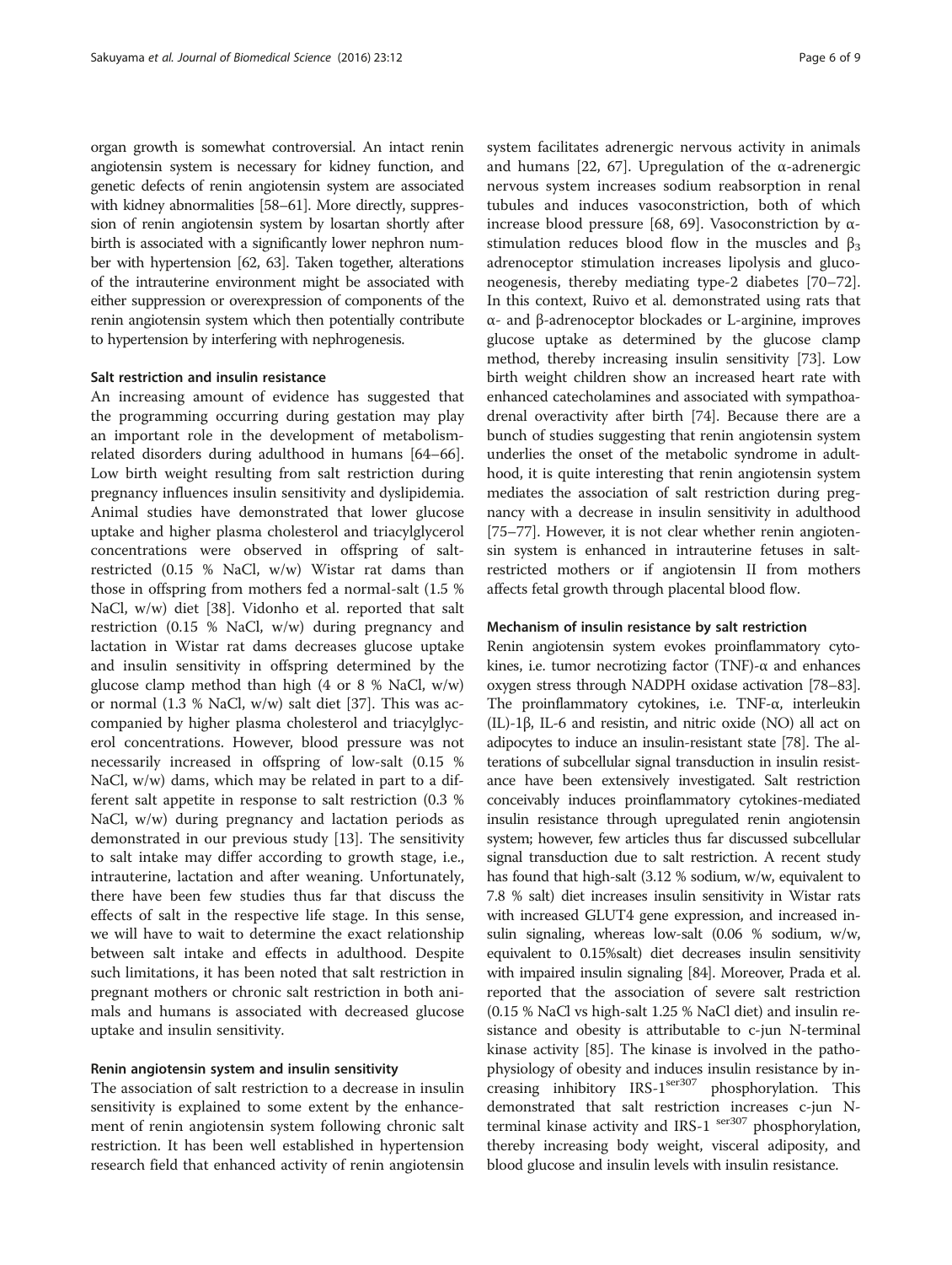organ growth is somewhat controversial. An intact renin angiotensin system is necessary for kidney function, and genetic defects of renin angiotensin system are associated with kidney abnormalities [58–61]. More directly, suppression of renin angiotensin system by losartan shortly after birth is associated with a significantly lower nephron number with hypertension [62, 63]. Taken together, alterations of the intrauterine environment might be associated with either suppression or overexpression of components of the renin angiotensin system which then potentially contribute to hypertension by interfering with nephrogenesis.

### Salt restriction and insulin resistance

An increasing amount of evidence has suggested that the programming occurring during gestation may play an important role in the development of metabolism-related disorders during adulthood in humans [64–66]. Low birth weight resulting from salt restriction during pregnancy influences insulin sensitivity and dyslipidemia. Animal studies have demonstrated that lower glucose uptake and higher plasma cholesterol and triacylglycerol concentrations were observed in offspring of salt-restricted (0.15 % NaCl, w/w) Wistar rat dams than those in offspring from mothers fed a normal-salt (1.5 % NaCl, w/w) diet [38]. Vidonho et al. reported that salt restriction (0.15 % NaCl, w/w) during pregnancy and lactation in Wistar rat dams decreases glucose uptake and insulin sensitivity in offspring determined by the glucose clamp method than high (4 or 8 % NaCl, w/w) or normal (1.3 % NaCl, w/w) salt diet [37]. This was accompanied by higher plasma cholesterol and triacylglycerol concentrations. However, blood pressure was not necessarily increased in offspring of low-salt (0.15 % NaCl, w/w) dams, which may be related in part to a different salt appetite in response to salt restriction (0.3 % NaCl, w/w) during pregnancy and lactation periods as demonstrated in our previous study [13]. The sensitivity to salt intake may differ according to growth stage, i.e., intrauterine, lactation and after weaning. Unfortunately, there have been few studies thus far that discuss the effects of salt in the respective life stage. In this sense, we will have to wait to determine the exact relationship between salt intake and effects in adulthood. Despite such limitations, it has been noted that salt restriction in pregnant mothers or chronic salt restriction in both animals and humans is associated with decreased glucose uptake and insulin sensitivity.

### Renin angiotensin system and insulin sensitivity

The association of salt restriction to a decrease in insulin sensitivity is explained to some extent by the enhancement of renin angiotensin system following chronic salt restriction. It has been well established in hypertension research field that enhanced activity of renin angiotensin system facilitates adrenergic nervous activity in animals and humans [22, 67]. Upregulation of the α-adrenergic nervous system increases sodium reabsorption in renal tubules and induces vasoconstriction, both of which increase blood pressure [68, 69]. Vasoconstriction by α-stimulation reduces blood flow in the muscles and $\beta_3$ adrenoceptor stimulation increases lipolysis and gluconeogenesis, thereby mediating type-2 diabetes [70–72]. In this context, Ruivo et al. demonstrated using rats that α- and β-adrenoceptor blockades or L-arginine, improves glucose uptake as determined by the glucose clamp method, thereby increasing insulin sensitivity [73]. Low birth weight children show an increased heart rate with enhanced catecholamines and associated with sympathoadrenal overactivity after birth [74]. Because there are a bunch of studies suggesting that renin angiotensin system underlies the onset of the metabolic syndrome in adulthood, it is quite interesting that renin angiotensin system mediates the association of salt restriction during pregnancy with a decrease in insulin sensitivity in adulthood [75–77]. However, it is not clear whether renin angiotensin system is enhanced in intrauterine fetuses in salt-restricted mothers or if angiotensin II from mothers affects fetal growth through placental blood flow.

### Mechanism of insulin resistance by salt restriction

Renin angiotensin system evokes proinflammatory cytokines, i.e. tumor necrotizing factor (TNF)-α and enhances oxygen stress through NADPH oxidase activation [78–83]. The proinflammatory cytokines, i.e. TNF-α, interleukin (IL)-1β, IL-6 and resistin, and nitric oxide (NO) all act on adipocytes to induce an insulin-resistant state [78]. The alterations of subcellular signal transduction in insulin resistance have been extensively investigated. Salt restriction conceivably induces proinflammatory cytokines-mediated insulin resistance through upregulated renin angiotensin system; however, few articles thus far discussed subcellular signal transduction due to salt restriction. A recent study has found that high-salt (3.12 % sodium, w/w, equivalent to 7.8 % salt) diet increases insulin sensitivity in Wistar rats with increased GLUT4 gene expression, and increased insulin signaling, whereas low-salt (0.06 % sodium, w/w, equivalent to 0.15%salt) diet decreases insulin sensitivity with impaired insulin signaling [84]. Moreover, Prada et al. reported that the association of severe salt restriction (0.15 % NaCl vs high-salt 1.25 % NaCl diet) and insulin resistance and obesity is attributable to c-jun N-terminal kinase activity [85]. The kinase is involved in the pathophysiology of obesity and induces insulin resistance by increasing inhibitory IRS-$1^{ser307}$ phosphorylation. This demonstrated that salt restriction increases c-jun N-terminal kinase activity and IRS-$1^{ser307}$ phosphorylation, thereby increasing body weight, visceral adiposity, and blood glucose and insulin levels with insulin resistance.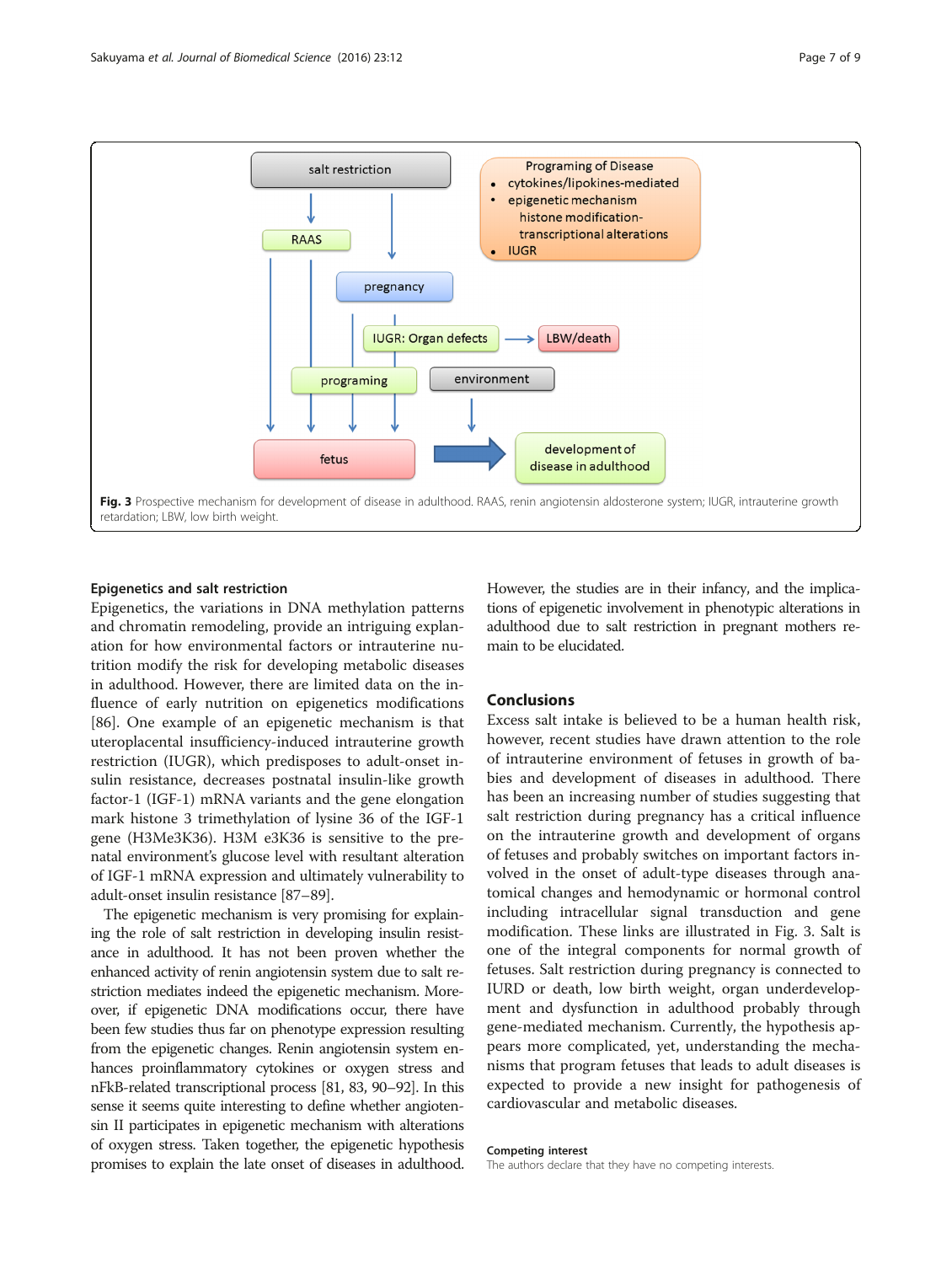**Fig. 3** Prospective mechanism for development of disease in adulthood. RAAS, renin angiotensin aldosterone system; IUGR, intrauterine growth retardation; LBW, low birth weight.

### Epigenetics and salt restriction

Epigenetics, the variations in DNA methylation patterns and chromatin remodeling, provide an intriguing explanation for how environmental factors or intrauterine nutrition modify the risk for developing metabolic diseases in adulthood. However, there are limited data on the influence of early nutrition on epigenetics modifications [86]. One example of an epigenetic mechanism is that uteroplacental insufficiency-induced intrauterine growth restriction (IUGR), which predisposes to adult-onset insulin resistance, decreases postnatal insulin-like growth factor-1 (IGF-1) mRNA variants and the gene elongation mark histone 3 trimethylation of lysine 36 of the IGF-1 gene (H3Me3K36). H3M e3K36 is sensitive to the prenatal environment's glucose level with resultant alteration of IGF-1 mRNA expression and ultimately vulnerability to adult-onset insulin resistance [87–89].

The epigenetic mechanism is very promising for explaining the role of salt restriction in developing insulin resistance in adulthood. It has not been proven whether the enhanced activity of renin angiotensin system due to salt restriction mediates indeed the epigenetic mechanism. Moreover, if epigenetic DNA modifications occur, there have been few studies thus far on phenotype expression resulting from the epigenetic changes. Renin angiotensin system enhances proinflammatory cytokines or oxygen stress and nFkB-related transcriptional process [81, 83, 90–92]. In this sense it seems quite interesting to define whether angiotensin II participates in epigenetic mechanism with alterations of oxygen stress. Taken together, the epigenetic hypothesis promises to explain the late onset of diseases in adulthood. However, the studies are in their infancy, and the implications of epigenetic involvement in phenotypic alterations in adulthood due to salt restriction in pregnant mothers remain to be elucidated.

## Conclusions

Excess salt intake is believed to be a human health risk, however, recent studies have drawn attention to the role of intrauterine environment of fetuses in growth of babies and development of diseases in adulthood. There has been an increasing number of studies suggesting that salt restriction during pregnancy has a critical influence on the intrauterine growth and development of organs of fetuses and probably switches on important factors involved in the onset of adult-type diseases through anatomical changes and hemodynamic or hormonal control including intracellular signal transduction and gene modification. These links are illustrated in Fig. 3. Salt is one of the integral components for normal growth of fetuses. Salt restriction during pregnancy is connected to IURD or death, low birth weight, organ underdevelopment and dysfunction in adulthood probably through gene-mediated mechanism. Currently, the hypothesis appears more complicated, yet, understanding the mechanisms that program fetuses that leads to adult diseases is expected to provide a new insight for pathogenesis of cardiovascular and metabolic diseases.

#### Competing interest

The authors declare that they have no competing interests.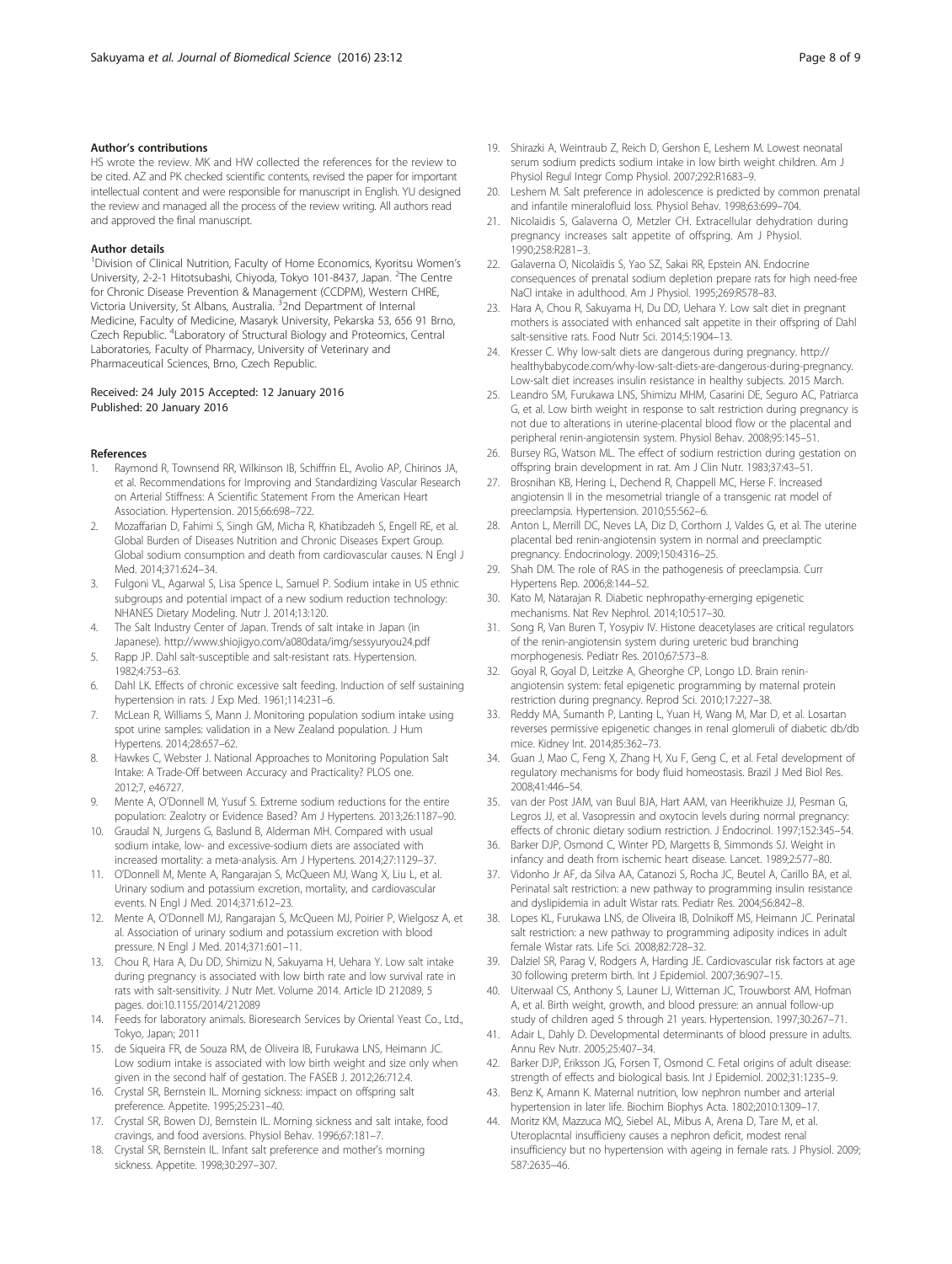#### Author's contributions

HS wrote the review. MK and HW collected the references for the review to be cited. AZ and PK checked scientific contents, revised the paper for important intellectual content and were responsible for manuscript in English. YU designed the review and managed all the process of the review writing. All authors read and approved the final manuscript.

#### Author details

[1]Division of Clinical Nutrition, Faculty of Home Economics, Kyoritsu Women's University, 2-2-1 Hitotsubashi, Chiyoda, Tokyo 101-8437, Japan. [2]The Centre for Chronic Disease Prevention & Management (CCDPM), Western CHRE, Victoria University, St Albans, Australia. [3]2nd Department of Internal Medicine, Faculty of Medicine, Masaryk University, Pekarska 53, 656 91 Brno, Czech Republic. [4]Laboratory of Structural Biology and Proteomics, Central Laboratories, Faculty of Pharmacy, University of Veterinary and Pharmaceutical Sciences, Brno, Czech Republic.

Received: 24 July 2015 Accepted: 12 January 2016
Published: 20 January 2016

#### References

1. Raymond R, Townsend RR, Wilkinson IB, Schiffrin EL, Avolio AP, Chirinos JA, et al. Recommendations for Improving and Standardizing Vascular Research on Arterial Stiffness: A Scientific Statement From the American Heart Association. Hypertension. 2015;66:698–722.
2. Mozaffarian D, Fahimi S, Singh GM, Micha R, Khatibzadeh S, Engell RE, et al. Global Burden of Diseases Nutrition and Chronic Diseases Expert Group. Global sodium consumption and death from cardiovascular causes. N Engl J Med. 2014;371:624–34.
3. Fulgoni VL, Agarwal S, Lisa Spence L, Samuel P. Sodium intake in US ethnic subgroups and potential impact of a new sodium reduction technology: NHANES Dietary Modeling. Nutr J. 2014;13:120.
4. The Salt Industry Center of Japan. Trends of salt intake in Japan (in Japanese). http://www.shiojigyo.com/a080data/img/sessyuryou24.pdf
5. Rapp JP. Dahl salt-susceptible and salt-resistant rats. Hypertension. 1982;4:753–63.
6. Dahl LK. Effects of chronic excessive salt feeding. Induction of self sustaining hypertension in rats. J Exp Med. 1961;114:231–6.
7. McLean R, Williams S, Mann J. Monitoring population sodium intake using spot urine samples: validation in a New Zealand population. J Hum Hypertens. 2014;28:657–62.
8. Hawkes C, Webster J. National Approaches to Monitoring Population Salt Intake: A Trade-Off between Accuracy and Practicality? PLOS one. 2012;7, e46727.
9. Mente A, O'Donnell M, Yusuf S. Extreme sodium reductions for the entire population: Zealotry or Evidence Based? Am J Hypertens. 2013;26:1187–90.
10. Graudal N, Jurgens G, Baslund B, Alderman MH. Compared with usual sodium intake, low- and excessive-sodium diets are associated with increased mortality: a meta-analysis. Am J Hypertens. 2014;27:1129–37.
11. O'Donnell M, Mente A, Rangarajan S, McQueen MJ, Wang X, Liu L, et al. Urinary sodium and potassium excretion, mortality, and cardiovascular events. N Engl J Med. 2014;371:612–23.
12. Mente A, O'Donnell MJ, Rangarajan S, McQueen MJ, Poirier P, Wielgosz A, et al. Association of urinary sodium and potassium excretion with blood pressure. N Engl J Med. 2014;371:601–11.
13. Chou R, Hara A, Du DD, Shimizu N, Sakuyama H, Uehara Y. Low salt intake during pregnancy is associated with low birth rate and low survival rate in rats with salt-sensitivity. J Nutr Met. Volume 2014. Article ID 212089, 5 pages. doi:10.1155/2014/212089
14. Feeds for laboratory animals. Bioresearch Services by Oriental Yeast Co., Ltd., Tokyo, Japan; 2011
15. de Siqueira FR, de Souza RM, de Oliveira IB, Furukawa LNS, Heimann JC. Low sodium intake is associated with low birth weight and size only when given in the second half of gestation. The FASEB J. 2012;26:712.4.
16. Crystal SR, Bernstein IL. Morning sickness: impact on offspring salt preference. Appetite. 1995;25:231–40.
17. Crystal SR, Bowen DJ, Bernstein IL. Morning sickness and salt intake, food cravings, and food aversions. Physiol Behav. 1996;67:181–7.
18. Crystal SR, Bernstein IL. Infant salt preference and mother's morning sickness. Appetite. 1998;30:297–307.
19. Shirazki A, Weintraub Z, Reich D, Gershon E, Leshem M. Lowest neonatal serum sodium predicts sodium intake in low birth weight children. Am J Physiol Regul Integr Comp Physiol. 2007;292:R1683–9.
20. Leshem M. Salt preference in adolescence is predicted by common prenatal and infantile mineralofluid loss. Physiol Behav. 1998;63:699–704.
21. Nicolaidis S, Galaverna O, Metzler CH. Extracellular dehydration during pregnancy increases salt appetite of offspring. Am J Physiol. 1990;258:R281–3.
22. Galaverna O, Nicolaïdis S, Yao SZ, Sakai RR, Epstein AN. Endocrine consequences of prenatal sodium depletion prepare rats for high need-free NaCl intake in adulthood. Am J Physiol. 1995;269:R578–83.
23. Hara A, Chou R, Sakuyama H, Du DD, Uehara Y. Low salt diet in pregnant mothers is associated with enhanced salt appetite in their offspring of Dahl salt-sensitive rats. Food Nutr Sci. 2014;5:1904–13.
24. Kresser C. Why low-salt diets are dangerous during pregnancy. http://healthybabycode.com/why-low-salt-diets-are-dangerous-during-pregnancy. Low-salt diet increases insulin resistance in healthy subjects. 2015 March.
25. Leandro SM, Furukawa LNS, Shimizu MHM, Casarini DE, Seguro AC, Patriarca G, et al. Low birth weight in response to salt restriction during pregnancy is not due to alterations in uterine-placental blood flow or the placental and peripheral renin-angiotensin system. Physiol Behav. 2008;95:145–51.
26. Bursey RG, Watson ML. The effect of sodium restriction during gestation on offspring brain development in rat. Am J Clin Nutr. 1983;37:43–51.
27. Brosnihan KB, Hering L, Dechend R, Chappell MC, Herse F. Increased angiotensin II in the mesometrial triangle of a transgenic rat model of preeclampsia. Hypertension. 2010;55:562–6.
28. Anton L, Merrill DC, Neves LA, Diz D, Corthorn J, Valdes G, et al. The uterine placental bed renin-angiotensin system in normal and preeclamptic pregnancy. Endocrinology. 2009;150:4316–25.
29. Shah DM. The role of RAS in the pathogenesis of preeclampsia. Curr Hypertens Rep. 2006;8:144–52.
30. Kato M, Natarajan R. Diabetic nephropathy-emerging epigenetic mechanisms. Nat Rev Nephrol. 2014;10:517–30.
31. Song R, Van Buren T, Yosypiv IV. Histone deacetylases are critical regulators of the renin-angiotensin system during ureteric bud branching morphogenesis. Pediatr Res. 2010;67:573–8.
32. Goyal R, Goyal D, Leitzke A, Gheorghe CP, Longo LD. Brain renin-angiotensin system: fetal epigenetic programming by maternal protein restriction during pregnancy. Reprod Sci. 2010;17:227–38.
33. Reddy MA, Sumanth P, Lanting L, Yuan H, Wang M, Mar D, et al. Losartan reverses permissive epigenetic changes in renal glomeruli of diabetic db/db mice. Kidney Int. 2014;85:362–73.
34. Guan J, Mao C, Feng X, Zhang H, Xu F, Geng C, et al. Fetal development of regulatory mechanisms for body fluid homeostasis. Brazil J Med Biol Res. 2008;41:446–54.
35. van der Post JAM, van Buul BJA, Hart AAM, van Heerikhuize JJ, Pesman G, Legros JJ, et al. Vasopressin and oxytocin levels during normal pregnancy: effects of chronic dietary sodium restriction. J Endocrinol. 1997;152:345–54.
36. Barker DJP, Osmond C, Winter PD, Margetts B, Simmonds SJ. Weight in infancy and death from ischemic heart disease. Lancet. 1989;2:577–80.
37. Vidonho Jr AF, da Silva AA, Catanozi S, Rocha JC, Beutel A, Carillo BA, et al. Perinatal salt restriction: a new pathway to programming insulin resistance and dyslipidemia in adult Wistar rats. Pediatr Res. 2004;56:842–8.
38. Lopes KL, Furukawa LNS, de Oliveira IB, Dolnikoff MS, Heimann JC. Perinatal salt restriction: a new pathway to programming adiposity indices in adult female Wistar rats. Life Sci. 2008;82:728–32.
39. Dalziel SR, Parag V, Rodgers A, Harding JE. Cardiovascular risk factors at age 30 following preterm birth. Int J Epidemiol. 2007;36:907–15.
40. Uiterwaal CS, Anthony S, Launer LJ, Witteman JC, Trouwborst AM, Hofman A, et al. Birth weight, growth, and blood pressure: an annual follow-up study of children aged 5 through 21 years. Hypertension. 1997;30:267–71.
41. Adair L, Dahly D. Developmental determinants of blood pressure in adults. Annu Rev Nutr. 2005;25:407–34.
42. Barker DJP, Eriksson JG, Forsen T, Osmond C. Fetal origins of adult disease: strength of effects and biological basis. Int J Epidemiol. 2002;31:1235–9.
43. Benz K, Amann K. Maternal nutrition, low nephron number and arterial hypertension in later life. Biochim Biophys Acta. 1802;2010:1309–17.
44. Moritz KM, Mazzuca MQ, Siebel AL, Mibus A, Arena D, Tare M, et al. Uteroplacntal insufficieny causes a nephron deficit, modest renal insufficiency but no hypertension with ageing in female rats. J Physiol. 2009; 587:2635–46.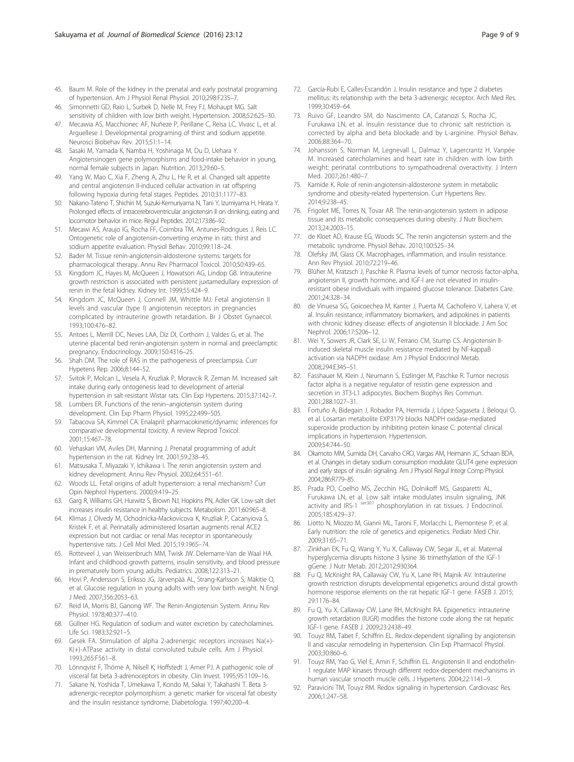45. Baum M. Role of the kidney in the prenatal and early postnatal programing of hypertension. Am J Physiol Renal Physiol. 2010;298:F235–7.
46. Simonnetti GD, Raio L, Surbek D, Nelle M, Frey FJ, Mohaupt MG. Salt sensitivity of children with low birth weight. Hypertension. 2008;52:625–30.
47. Mecawia AS, Macchionec AF, Nuñeze P, Perillane C, Reisa LC, Vivasc L, et al. Arguellese J. Developmental programing of thirst and sodium appetite. Neurosci Biobehav Rev. 2015;51:1–14.
48. Sasaki M, Yamada K, Namba H, Yoshinaga M, Du D, Uehara Y. Angiotensinogen gene polymorphisms and food-intake behavior in young, normal female subjects in Japan. Nutrition. 2013;29:60–5.
49. Yang W, Mao C, Xia F, Zheng A, Zhu L, He R, et al. Changed salt appetite and central angiotensin II-induced cellular activation in rat offspring following hypoxia during fetal stages. Peptides. 2010;31:1177–83.
50. Nakano-Tateno T, Shichiri M, Suzuki-Kemuriyama N, Tani Y, Izumiyama H, Hirata Y. Prolonged effects of intracerebroventricular angiotensin II on drinking, eating and locomotor behavior in mice. Regul Peptides. 2012;173:86–92.
51. Mecawi AS, Araujo IG, Rocha FF, Coimbra TM, Antunes-Rodrigues J, Reis LC. Ontogenetic role of angiotensin-converting enzyme in rats: thirst and sodium appetite evaluation. Physiol Behav. 2010;99:118–24.
52. Bader M. Tissue renin-angiotensin-aldosterone systems: targets for pharmacological therapy. Annu Rev Pharmacol Toxicol. 2010;50:439–65.
53. Kingdom JC, Hayes M, McQueen J, Howatson AG, Lindop GB. Intrauterine growth restriction is associated with persistent juxtamedullary expression of renin in the fetal kidney. Kidney Int. 1999;55:424–9.
54. Kingdom JC, McQueen J, Connell JM, Whittle MJ. Fetal angiotensin II levels and vascular (type I) angiotensin receptors in pregnancies complicated by intrauterine growth retardation. Br J Obstet Gynaecol. 1993;100:476–82.
55. Antoes L, Merrill DC, Neves LAA, Diz DI, Corthorn J, Valdes G, et al. The uterine placental bed renin-angiotensin system in normal and preeclamptic pregnancy. Endocrinology. 2009;150:4316–25.
56. Shah DM. The role of RAS in the pathogenesis of preeclampsia. Curr Hypetens Rep. 2006;8:144–52.
57. Svitok P, Molcan L, Vesela A, Kruzliak P, Moravcik R, Zeman M. Increased salt intake during early ontogenesis lead to development of arterial hypertension in salt-resistant Wistar rats. Clin Exp Hypertens. 2015;37:142–7.
58. Lumbers ER. Functions of the renin–angiotensin system during development. Clin Exp Pharm Physiol. 1995;22:499–505.
59. Tabacova SA, Kimmel CA. Enalapril: pharmacokinetic/dynamic inferences for comparative developmental toxicity. A review Reprod Toxicol. 2001;15:467–78.
60. Vehaskari VM, Aviles DH, Manning J. Prenatal programming of adult hypertension in the rat. Kidney Int. 2001;59:238–45.
61. Matsusaka T, Miyazaki Y, Ichikawa I. The renin angiotensin system and kidney development. Annu Rev Physiol. 2002;64:551–61.
62. Woods LL. Fetal origins of adult hypertension: a renal mechanism? Curr Opin Nephrol Hypertens. 2000;9:419–25.
63. Garg R, Williams GH, Hurwitz S, Brown NJ, Hopkins PN, Adler GK. Low-salt diet increases insulin resistance in healthy subjects. Metabolism. 2011;60:965–8.
64. Klimas J, Olvedy M, Ochodnicka-Mackovicova K, Kruzliak P, Cacanyiova S, Kristek F, et al. Perinatally administered losartan augments renal ACE2 expression but not cardiac or renal Mas receptor in spontaneously hypertensive rats. J Cell Mol Med. 2015;19:1965–74.
65. Rotteveel J, van Weissenbruch MM, Twisk JW. Delemarre-Van de Waal HA. Infant and childhood growth patterns, insulin sensitivity, and blood pressure in prematurely born young adults. Pediatrics. 2008;122:313–21.
66. Hovi P, Andersson S, Eriksso JG, Järvenpää AL, Strang-Karlsson S, Mäkitie O, et al. Glucose regulation in young adults with very low birth weight. N Engl J Med. 2007;356:2053–63.
67. Reid IA, Morris BJ, Ganong WF. The Renin-Angiotensin System. Annu Rev Physiol. 1978;40:377–410.
68. Güllner HG. Regulation of sodium and water excretion by catecholamines. Life Sci. 1983;32:921–5.
69. Gesek FA. Stimulation of alpha 2-adrenergic receptors increases Na(+)-K(+)-ATPase activity in distal convoluted tubule cells. Am J Physiol. 1993;265:F561–8.
70. Lönnqvist F, Thöme A, Nilsell K, Hoffstedt J, Arner PJ. A pathogenic role of visceral fat beta 3-adrenoceptors in obesity. Clin Invest. 1995;95:1109–16.
71. Sakane N, Yoshida T, Umekawa T, Kondo M, Sakai Y, Takahashi T. Beta 3-adrenergic-receptor polymorphism: a genetic marker for visceral fat obesity and the insulin resistance syndrome. Diabetologia. 1997;40:200–4.
72. García-Rubi E, Calles-Escandón J. Insulin resistance and type 2 diabetes mellitus: its relationship with the beta 3-adrenergic receptor. Arch Med Res. 1999;30:459–64.
73. Ruivo GF, Leandro SM, do Nascimento CA, Catanozi S, Rocha JC, Furukawa LN, et al. Insulin resistance due to chronic salt restriction is corrected by alpha and beta blockade and by L-arginine. Physiol Behav. 2006;88:364–70.
74. Johansson S, Norman M, Legnevall L, Dalmaz Y, Lagercrantz H, Vanpée M. Increased catecholamines and heart rate in children with low birth weight: perinatal contributions to sympathoadrenal overactivity. J Intern Med. 2007;261:480–7.
75. Kamide K. Role of renin-angiotensin-aldosterone system in metabolic syndrome and obesity-related hypertension. Curr Hypertens Rev. 2014;9:238–45.
76. Frigolet ME, Torres N, Tovar AR. The renin-angiotensin system in adipose tissue and its metabolic consequences during obesity. J Nutr Biochem. 2013;24:2003–15.
77. de Kloet AD, Krause EG, Woods SC. The renin angiotensin system and the metabolic syndrome. Physiol Behav. 2010;100:525–34.
78. Olefsky JM, Glass CK. Macrophages, inflammation, and insulin resistance. Ann Rev Physiol. 2010;72:219–46.
79. Blüher M, Kratzsch J, Paschke R. Plasma levels of tumor necrosis factor-alpha, angiotensin II, growth hormone, and IGF-I are not elevated in insulin-resistant obese individuals with impaired glucose tolerance. Diabetes Care. 2001;24:328–34.
80. de Vinuesa SG, Goicoechea M, Kanter J, Puerta M, Cachofeiro V, Lahera V, et al. Insulin resistance, inflammatory biomarkers, and adipokines in patients with chronic kidney disease: effects of angiotensin II blockade. J Am Soc Nephrol. 2006;17:S206–12.
81. Wei Y, Sowers JR, Clark SE, Li W, Ferrario CM, Stump CS. Angiotensin II-induced skeletal muscle insulin resistance mediated by NF-kappaB activation via NADPH oxidase. Am J Physiol Endocrinol Metab. 2008;294:E345–51.
82. Fasshauer M, Klein J, Neumann S, Eszlinger M, Paschke R. Tumor necrosis factor alpha is a negative regulator of resistin gene expression and secretion in 3T3-L1 adipocytes. Biochem Biophys Res Commun. 2001;288:1027–31.
83. Fortuño A, Bidegain J, Robador PA, Hermida J, López-Sagaseta J, Beloqui O, et al. Losartan metabolite EXP3179 blocks NADPH oxidase-mediated superoxide production by inhibiting protein kinase C: potential clinical implications in hypertension. Hypertension. 2009;54:744–50.
84. Okamoto MM, Sumida DH, Carvaho CRO, Vargas AM, Heimann JC, Schaan BDA, et al. Changes in dietary sodium consumption modulate GLUT4 gene expression and early steps of insulin signaling. Am J Physiol Regul Integr Comp Physiol. 2004;286:R779–85.
85. Prada PO, Coelho MS, Zecchin HG, Dolnikoff MS, Gasparetti AL, Furukawa LN, et al. Low salt intake modulates insulin signaling, JNK activity and IRS-1 $^{ser307}$ phosphorylation in rat tissues. J Endocrinol. 2005;185:429–37.
86. Liotto N, Miozzo M, Giannì ML, Taroni F, Morlacchi L, Piemontese P, et al. Early nutrition: the role of genetics and epigenetics. Pediatr Med Chir. 2009;31:65–71.
87. Zinkhan EK, Fu Q, Wang Y, Yu X, Callaway CW, Segar JL, et al. Maternal hyperglycemia disrupts histone 3 lysine 36 trimethylation of the IGF-1 gGene. J Nutr Metab. 2012;2012:930364.
88. Fu Q, McKnight RA, Callaway CW, Yu X, Lane RH, Majnik AV. Intrauterine growth restriction disrupts developmental epigenetics around distal growth hormone response elements on the rat hepatic IGF-1 gene. FASEB J. 2015; 29:1176–84.
89. Fu Q, Yu X, Callaway CW, Lane RH, McKnight RA. Epigenetics: intrauterine growth retardation (IUGR) modifies the histone code along the rat hepatic IGF-1 gene. FASEB J. 2009;23:2438–49.
90. Touyz RM, Tabet F, Schiffrin EL. Redox-dependent signalling by angiotensin II and vascular remodeling in hypertension. Clin Exp Pharmacol Physiol. 2003;30:860–6.
91. Touyz RM, Yao G, Viel E, Amiri F, Schiffrin EL. Angiotensin II and endothelin-1 regulate MAP kinases through different redox-dependent mechanisms in human vascular smooth muscle cells. J Hypertens. 2004;22:1141–9.
92. Paravicini TM, Touyz RM. Redox signaling in hypertension. Cardiovasc Res. 2006;1:247–58.